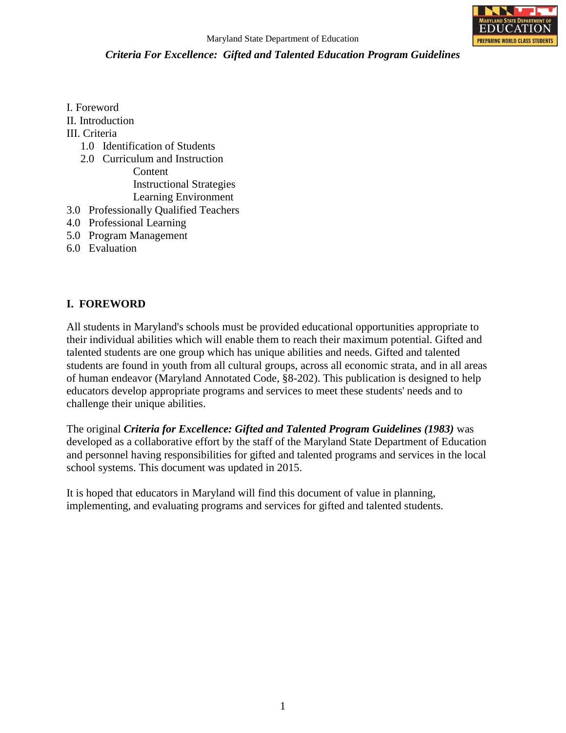Maryland State Department of Education

***Criteria For Excellence: Gifted and Talented Education Program Guidelines***

I. Foreword
II. Introduction
III. Criteria
   1.0 Identification of Students
   2.0 Curriculum and Instruction
      Content
      Instructional Strategies
      Learning Environment
3.0 Professionally Qualified Teachers
4.0 Professional Learning
5.0 Program Management
6.0 Evaluation

## I. FOREWORD

All students in Maryland's schools must be provided educational opportunities appropriate to their individual abilities which will enable them to reach their maximum potential. Gifted and talented students are one group which has unique abilities and needs. Gifted and talented students are found in youth from all cultural groups, across all economic strata, and in all areas of human endeavor (Maryland Annotated Code, §8-202). This publication is designed to help educators develop appropriate programs and services to meet these students' needs and to challenge their unique abilities.

The original ***Criteria for Excellence: Gifted and Talented Program Guidelines (1983)*** was developed as a collaborative effort by the staff of the Maryland State Department of Education and personnel having responsibilities for gifted and talented programs and services in the local school systems. This document was updated in 2015.

It is hoped that educators in Maryland will find this document of value in planning, implementing, and evaluating programs and services for gifted and talented students.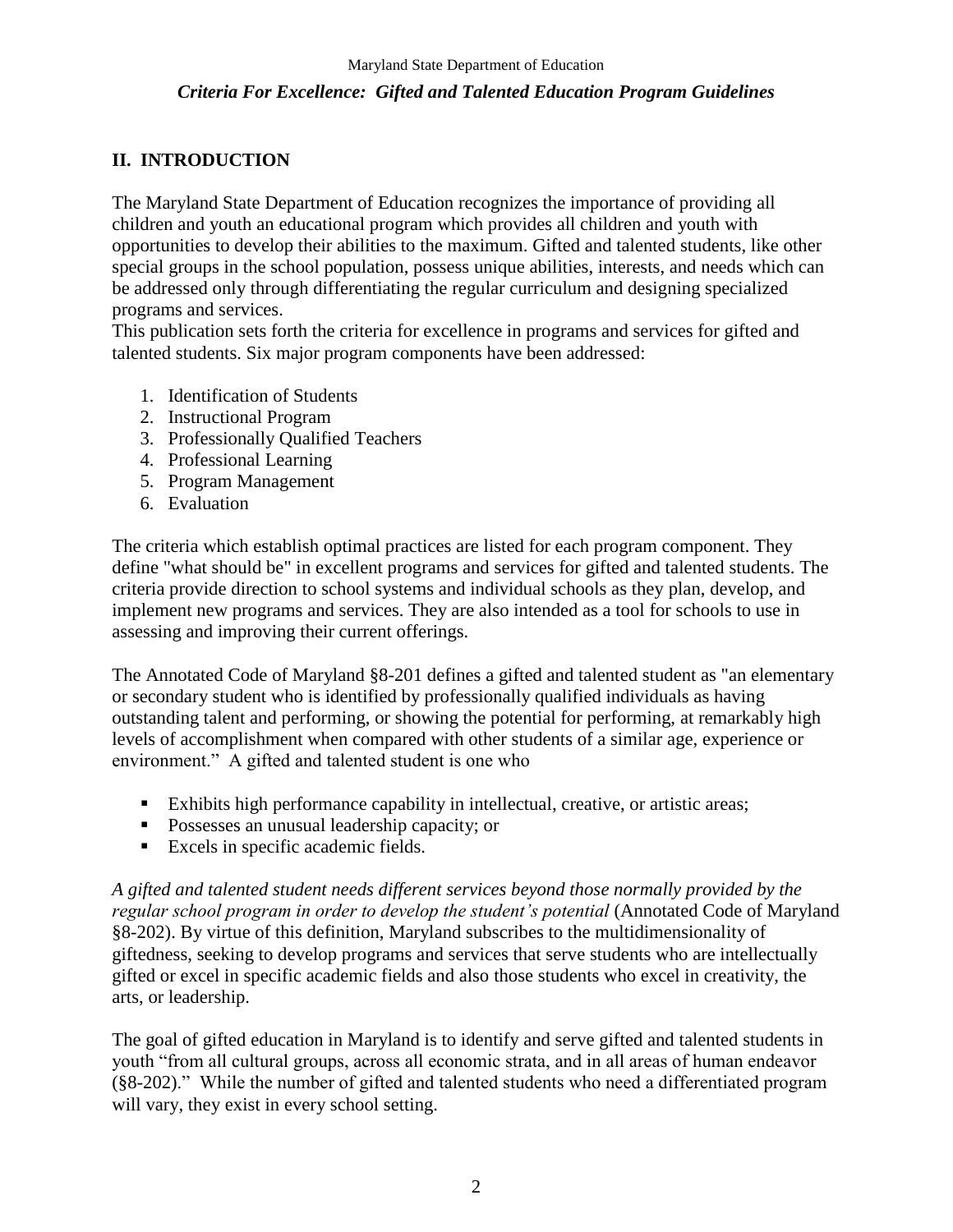## II. INTRODUCTION

The Maryland State Department of Education recognizes the importance of providing all children and youth an educational program which provides all children and youth with opportunities to develop their abilities to the maximum. Gifted and talented students, like other special groups in the school population, possess unique abilities, interests, and needs which can be addressed only through differentiating the regular curriculum and designing specialized programs and services.

This publication sets forth the criteria for excellence in programs and services for gifted and talented students. Six major program components have been addressed:

1. Identification of Students
2. Instructional Program
3. Professionally Qualified Teachers
4. Professional Learning
5. Program Management
6. Evaluation

The criteria which establish optimal practices are listed for each program component. They define "what should be" in excellent programs and services for gifted and talented students. The criteria provide direction to school systems and individual schools as they plan, develop, and implement new programs and services. They are also intended as a tool for schools to use in assessing and improving their current offerings.

The Annotated Code of Maryland §8-201 defines a gifted and talented student as "an elementary or secondary student who is identified by professionally qualified individuals as having outstanding talent and performing, or showing the potential for performing, at remarkably high levels of accomplishment when compared with other students of a similar age, experience or environment." A gifted and talented student is one who

- Exhibits high performance capability in intellectual, creative, or artistic areas;
- Possesses an unusual leadership capacity; or
- Excels in specific academic fields.

*A gifted and talented student needs different services beyond those normally provided by the regular school program in order to develop the student's potential* (Annotated Code of Maryland §8-202). By virtue of this definition, Maryland subscribes to the multidimensionality of giftedness, seeking to develop programs and services that serve students who are intellectually gifted or excel in specific academic fields and also those students who excel in creativity, the arts, or leadership.

The goal of gifted education in Maryland is to identify and serve gifted and talented students in youth "from all cultural groups, across all economic strata, and in all areas of human endeavor (§8-202)." While the number of gifted and talented students who need a differentiated program will vary, they exist in every school setting.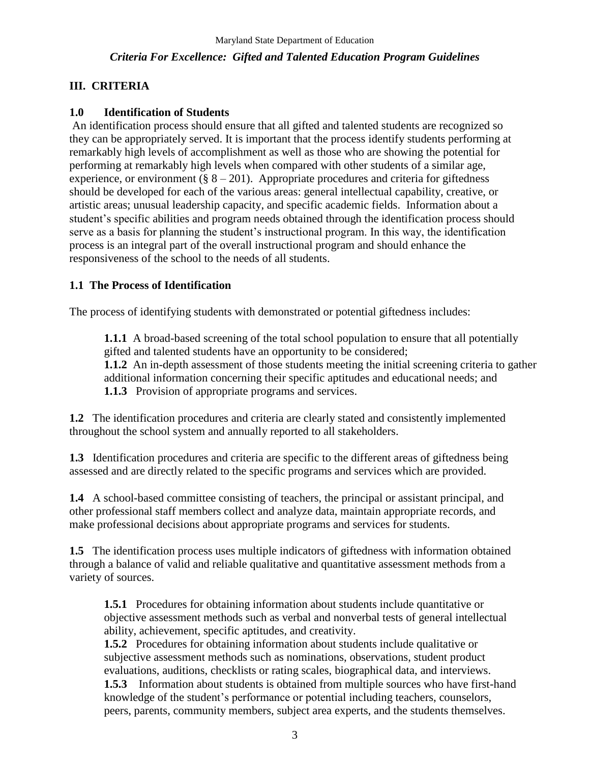## III. CRITERIA

### 1.0 Identification of Students

An identification process should ensure that all gifted and talented students are recognized so they can be appropriately served. It is important that the process identify students performing at remarkably high levels of accomplishment as well as those who are showing the potential for performing at remarkably high levels when compared with other students of a similar age, experience, or environment (§ 8 – 201). Appropriate procedures and criteria for giftedness should be developed for each of the various areas: general intellectual capability, creative, or artistic areas; unusual leadership capacity, and specific academic fields. Information about a student's specific abilities and program needs obtained through the identification process should serve as a basis for planning the student's instructional program. In this way, the identification process is an integral part of the overall instructional program and should enhance the responsiveness of the school to the needs of all students.

### 1.1 The Process of Identification

The process of identifying students with demonstrated or potential giftedness includes:

**1.1.1** A broad-based screening of the total school population to ensure that all potentially gifted and talented students have an opportunity to be considered;
**1.1.2** An in-depth assessment of those students meeting the initial screening criteria to gather additional information concerning their specific aptitudes and educational needs; and
**1.1.3** Provision of appropriate programs and services.

**1.2** The identification procedures and criteria are clearly stated and consistently implemented throughout the school system and annually reported to all stakeholders.

**1.3** Identification procedures and criteria are specific to the different areas of giftedness being assessed and are directly related to the specific programs and services which are provided.

**1.4** A school-based committee consisting of teachers, the principal or assistant principal, and other professional staff members collect and analyze data, maintain appropriate records, and make professional decisions about appropriate programs and services for students.

**1.5** The identification process uses multiple indicators of giftedness with information obtained through a balance of valid and reliable qualitative and quantitative assessment methods from a variety of sources.

**1.5.1** Procedures for obtaining information about students include quantitative or objective assessment methods such as verbal and nonverbal tests of general intellectual ability, achievement, specific aptitudes, and creativity.
**1.5.2** Procedures for obtaining information about students include qualitative or subjective assessment methods such as nominations, observations, student product evaluations, auditions, checklists or rating scales, biographical data, and interviews.
**1.5.3** Information about students is obtained from multiple sources who have first-hand knowledge of the student's performance or potential including teachers, counselors, peers, parents, community members, subject area experts, and the students themselves.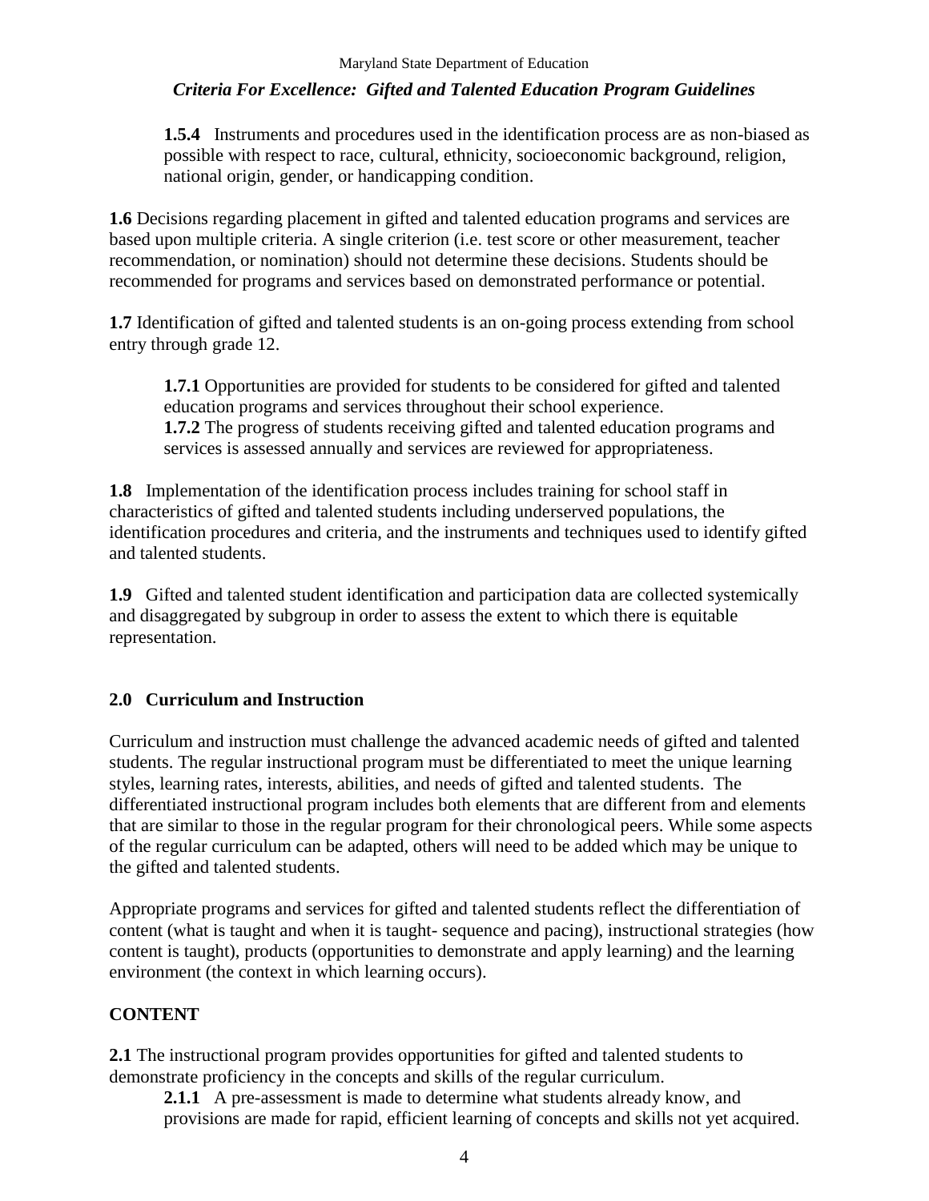**1.5.4** Instruments and procedures used in the identification process are as non-biased as possible with respect to race, cultural, ethnicity, socioeconomic background, religion, national origin, gender, or handicapping condition.

**1.6** Decisions regarding placement in gifted and talented education programs and services are based upon multiple criteria. A single criterion (i.e. test score or other measurement, teacher recommendation, or nomination) should not determine these decisions. Students should be recommended for programs and services based on demonstrated performance or potential.

**1.7** Identification of gifted and talented students is an on-going process extending from school entry through grade 12.

**1.7.1** Opportunities are provided for students to be considered for gifted and talented education programs and services throughout their school experience.
**1.7.2** The progress of students receiving gifted and talented education programs and services is assessed annually and services are reviewed for appropriateness.

**1.8** Implementation of the identification process includes training for school staff in characteristics of gifted and talented students including underserved populations, the identification procedures and criteria, and the instruments and techniques used to identify gifted and talented students.

**1.9** Gifted and talented student identification and participation data are collected systemically and disaggregated by subgroup in order to assess the extent to which there is equitable representation.

## 2.0 Curriculum and Instruction

Curriculum and instruction must challenge the advanced academic needs of gifted and talented students. The regular instructional program must be differentiated to meet the unique learning styles, learning rates, interests, abilities, and needs of gifted and talented students. The differentiated instructional program includes both elements that are different from and elements that are similar to those in the regular program for their chronological peers. While some aspects of the regular curriculum can be adapted, others will need to be added which may be unique to the gifted and talented students.

Appropriate programs and services for gifted and talented students reflect the differentiation of content (what is taught and when it is taught- sequence and pacing), instructional strategies (how content is taught), products (opportunities to demonstrate and apply learning) and the learning environment (the context in which learning occurs).

### CONTENT

**2.1** The instructional program provides opportunities for gifted and talented students to demonstrate proficiency in the concepts and skills of the regular curriculum.

**2.1.1** A pre-assessment is made to determine what students already know, and provisions are made for rapid, efficient learning of concepts and skills not yet acquired.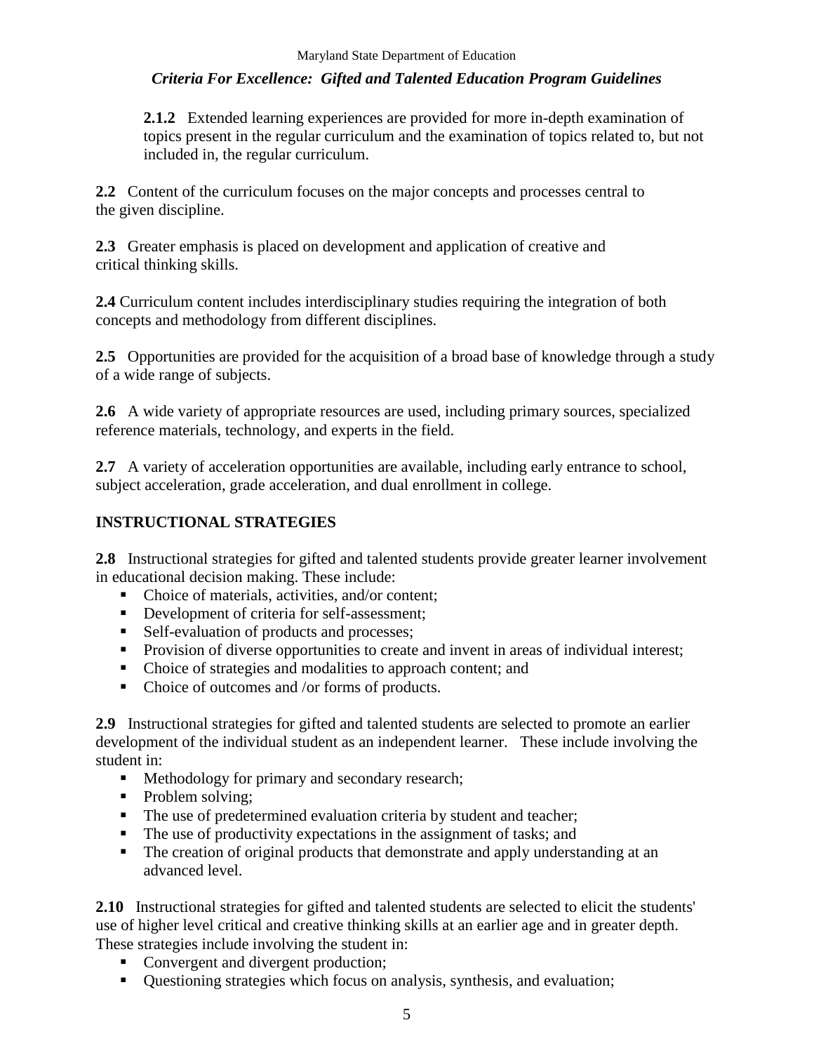**2.1.2** Extended learning experiences are provided for more in-depth examination of topics present in the regular curriculum and the examination of topics related to, but not included in, the regular curriculum.

**2.2** Content of the curriculum focuses on the major concepts and processes central to the given discipline.

**2.3** Greater emphasis is placed on development and application of creative and critical thinking skills.

**2.4** Curriculum content includes interdisciplinary studies requiring the integration of both concepts and methodology from different disciplines.

**2.5** Opportunities are provided for the acquisition of a broad base of knowledge through a study of a wide range of subjects.

**2.6** A wide variety of appropriate resources are used, including primary sources, specialized reference materials, technology, and experts in the field.

**2.7** A variety of acceleration opportunities are available, including early entrance to school, subject acceleration, grade acceleration, and dual enrollment in college.

## INSTRUCTIONAL STRATEGIES

**2.8** Instructional strategies for gifted and talented students provide greater learner involvement in educational decision making. These include:

- Choice of materials, activities, and/or content;
- Development of criteria for self-assessment;
- Self-evaluation of products and processes;
- Provision of diverse opportunities to create and invent in areas of individual interest;
- Choice of strategies and modalities to approach content; and
- Choice of outcomes and /or forms of products.

**2.9** Instructional strategies for gifted and talented students are selected to promote an earlier development of the individual student as an independent learner. These include involving the student in:

- Methodology for primary and secondary research;
- Problem solving;
- The use of predetermined evaluation criteria by student and teacher;
- The use of productivity expectations in the assignment of tasks; and
- The creation of original products that demonstrate and apply understanding at an advanced level.

**2.10** Instructional strategies for gifted and talented students are selected to elicit the students' use of higher level critical and creative thinking skills at an earlier age and in greater depth. These strategies include involving the student in:

- Convergent and divergent production;
- Questioning strategies which focus on analysis, synthesis, and evaluation;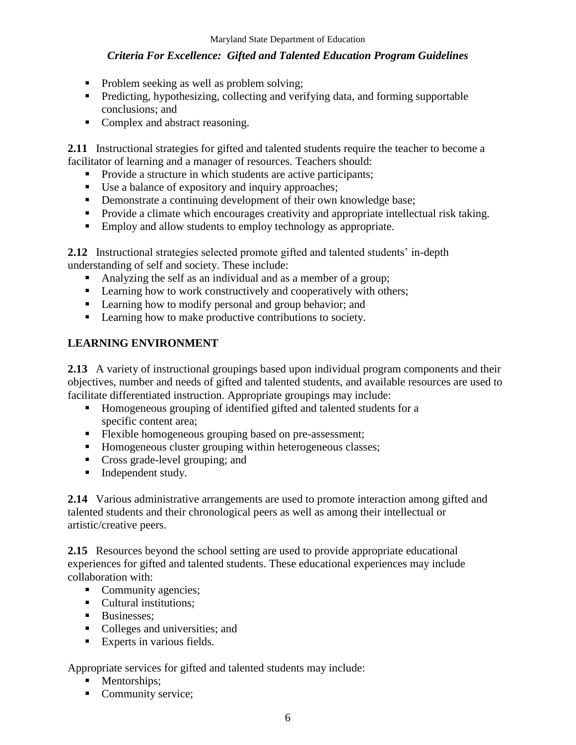- Problem seeking as well as problem solving;
- Predicting, hypothesizing, collecting and verifying data, and forming supportable conclusions; and
- Complex and abstract reasoning.

**2.11** Instructional strategies for gifted and talented students require the teacher to become a facilitator of learning and a manager of resources. Teachers should:

- Provide a structure in which students are active participants;
- Use a balance of expository and inquiry approaches;
- Demonstrate a continuing development of their own knowledge base;
- Provide a climate which encourages creativity and appropriate intellectual risk taking.
- Employ and allow students to employ technology as appropriate.

**2.12** Instructional strategies selected promote gifted and talented students' in-depth understanding of self and society. These include:

- Analyzing the self as an individual and as a member of a group;
- Learning how to work constructively and cooperatively with others;
- Learning how to modify personal and group behavior; and
- Learning how to make productive contributions to society.

## LEARNING ENVIRONMENT

**2.13** A variety of instructional groupings based upon individual program components and their objectives, number and needs of gifted and talented students, and available resources are used to facilitate differentiated instruction. Appropriate groupings may include:

- Homogeneous grouping of identified gifted and talented students for a specific content area;
- Flexible homogeneous grouping based on pre-assessment;
- Homogeneous cluster grouping within heterogeneous classes;
- Cross grade-level grouping; and
- Independent study.

**2.14** Various administrative arrangements are used to promote interaction among gifted and talented students and their chronological peers as well as among their intellectual or artistic/creative peers.

**2.15** Resources beyond the school setting are used to provide appropriate educational experiences for gifted and talented students. These educational experiences may include collaboration with:

- Community agencies;
- Cultural institutions;
- Businesses;
- Colleges and universities; and
- Experts in various fields.

Appropriate services for gifted and talented students may include:

- Mentorships;
- Community service;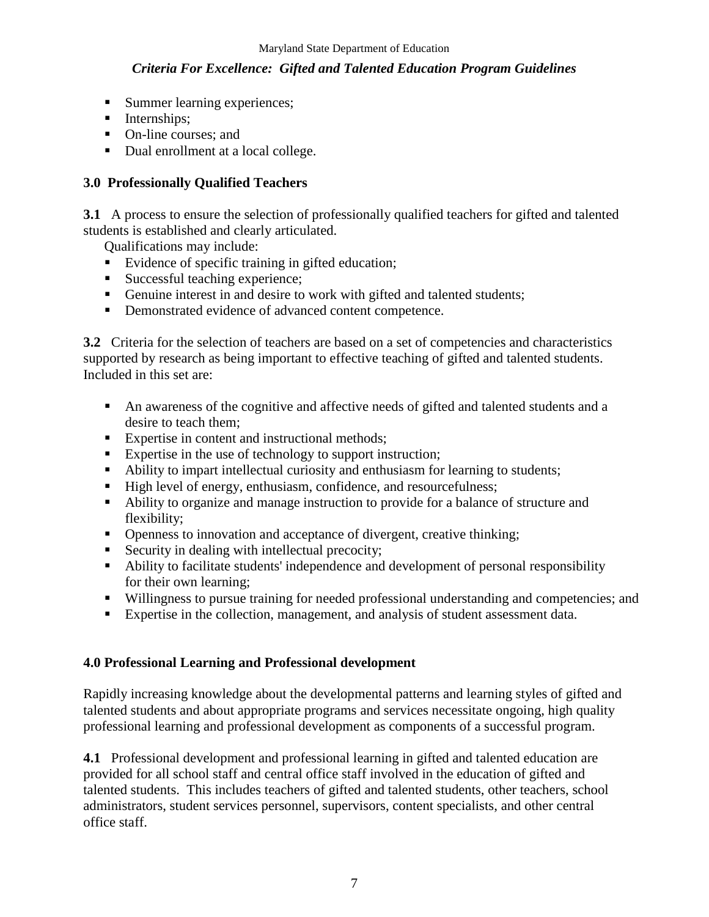- Summer learning experiences;
- Internships;
- On-line courses; and
- Dual enrollment at a local college.

### 3.0 Professionally Qualified Teachers

**3.1** A process to ensure the selection of professionally qualified teachers for gifted and talented students is established and clearly articulated.

Qualifications may include:

- Evidence of specific training in gifted education;
- Successful teaching experience;
- Genuine interest in and desire to work with gifted and talented students;
- Demonstrated evidence of advanced content competence.

**3.2** Criteria for the selection of teachers are based on a set of competencies and characteristics supported by research as being important to effective teaching of gifted and talented students. Included in this set are:

- An awareness of the cognitive and affective needs of gifted and talented students and a desire to teach them;
- Expertise in content and instructional methods;
- Expertise in the use of technology to support instruction;
- Ability to impart intellectual curiosity and enthusiasm for learning to students;
- High level of energy, enthusiasm, confidence, and resourcefulness;
- Ability to organize and manage instruction to provide for a balance of structure and flexibility;
- Openness to innovation and acceptance of divergent, creative thinking;
- Security in dealing with intellectual precocity;
- Ability to facilitate students' independence and development of personal responsibility for their own learning;
- Willingness to pursue training for needed professional understanding and competencies; and
- Expertise in the collection, management, and analysis of student assessment data.

### 4.0 Professional Learning and Professional development

Rapidly increasing knowledge about the developmental patterns and learning styles of gifted and talented students and about appropriate programs and services necessitate ongoing, high quality professional learning and professional development as components of a successful program.

**4.1** Professional development and professional learning in gifted and talented education are provided for all school staff and central office staff involved in the education of gifted and talented students. This includes teachers of gifted and talented students, other teachers, school administrators, student services personnel, supervisors, content specialists, and other central office staff.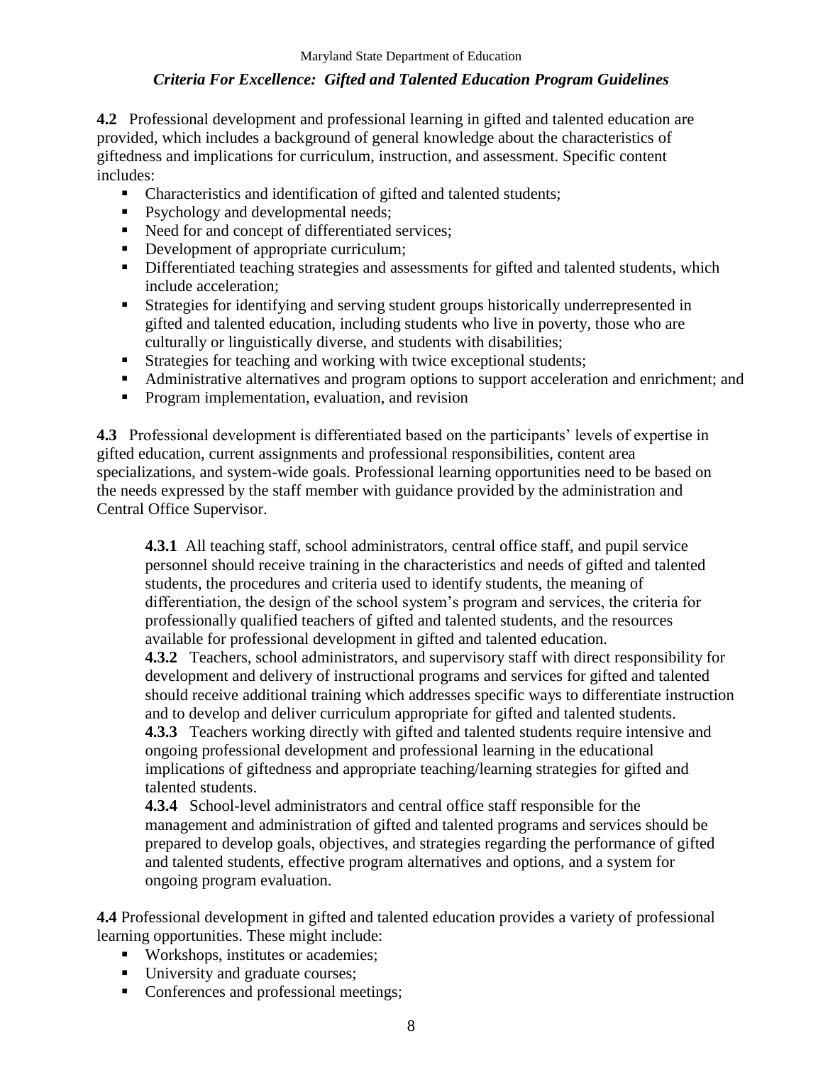**4.2** Professional development and professional learning in gifted and talented education are provided, which includes a background of general knowledge about the characteristics of giftedness and implications for curriculum, instruction, and assessment. Specific content includes:

- Characteristics and identification of gifted and talented students;
- Psychology and developmental needs;
- Need for and concept of differentiated services;
- Development of appropriate curriculum;
- Differentiated teaching strategies and assessments for gifted and talented students, which include acceleration;
- Strategies for identifying and serving student groups historically underrepresented in gifted and talented education, including students who live in poverty, those who are culturally or linguistically diverse, and students with disabilities;
- Strategies for teaching and working with twice exceptional students;
- Administrative alternatives and program options to support acceleration and enrichment; and
- Program implementation, evaluation, and revision

**4.3** Professional development is differentiated based on the participants' levels of expertise in gifted education, current assignments and professional responsibilities, content area specializations, and system-wide goals. Professional learning opportunities need to be based on the needs expressed by the staff member with guidance provided by the administration and Central Office Supervisor.

> **4.3.1** All teaching staff, school administrators, central office staff, and pupil service personnel should receive training in the characteristics and needs of gifted and talented students, the procedures and criteria used to identify students, the meaning of differentiation, the design of the school system's program and services, the criteria for professionally qualified teachers of gifted and talented students, and the resources available for professional development in gifted and talented education.
>
> **4.3.2** Teachers, school administrators, and supervisory staff with direct responsibility for development and delivery of instructional programs and services for gifted and talented should receive additional training which addresses specific ways to differentiate instruction and to develop and deliver curriculum appropriate for gifted and talented students.
>
> **4.3.3** Teachers working directly with gifted and talented students require intensive and ongoing professional development and professional learning in the educational implications of giftedness and appropriate teaching/learning strategies for gifted and talented students.
>
> **4.3.4** School-level administrators and central office staff responsible for the management and administration of gifted and talented programs and services should be prepared to develop goals, objectives, and strategies regarding the performance of gifted and talented students, effective program alternatives and options, and a system for ongoing program evaluation.

**4.4** Professional development in gifted and talented education provides a variety of professional learning opportunities. These might include:

- Workshops, institutes or academies;
- University and graduate courses;
- Conferences and professional meetings;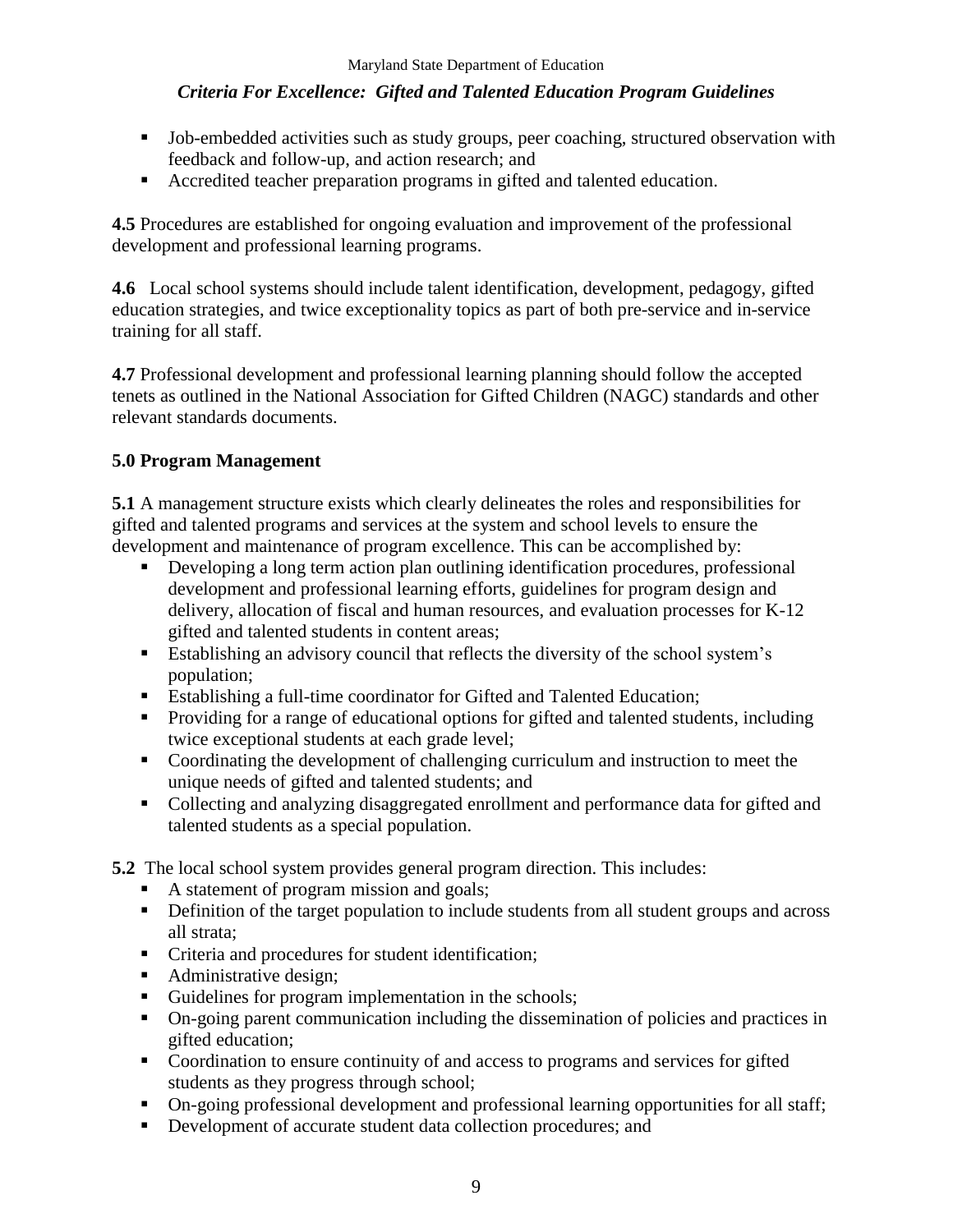- Job-embedded activities such as study groups, peer coaching, structured observation with feedback and follow-up, and action research; and
- Accredited teacher preparation programs in gifted and talented education.

**4.5** Procedures are established for ongoing evaluation and improvement of the professional development and professional learning programs.

**4.6** Local school systems should include talent identification, development, pedagogy, gifted education strategies, and twice exceptionality topics as part of both pre-service and in-service training for all staff.

**4.7** Professional development and professional learning planning should follow the accepted tenets as outlined in the National Association for Gifted Children (NAGC) standards and other relevant standards documents.

## 5.0 Program Management

**5.1** A management structure exists which clearly delineates the roles and responsibilities for gifted and talented programs and services at the system and school levels to ensure the development and maintenance of program excellence. This can be accomplished by:

- Developing a long term action plan outlining identification procedures, professional development and professional learning efforts, guidelines for program design and delivery, allocation of fiscal and human resources, and evaluation processes for K-12 gifted and talented students in content areas;
- Establishing an advisory council that reflects the diversity of the school system's population;
- Establishing a full-time coordinator for Gifted and Talented Education;
- Providing for a range of educational options for gifted and talented students, including twice exceptional students at each grade level;
- Coordinating the development of challenging curriculum and instruction to meet the unique needs of gifted and talented students; and
- Collecting and analyzing disaggregated enrollment and performance data for gifted and talented students as a special population.

**5.2** The local school system provides general program direction. This includes:

- A statement of program mission and goals;
- Definition of the target population to include students from all student groups and across all strata;
- Criteria and procedures for student identification;
- Administrative design;
- Guidelines for program implementation in the schools;
- On-going parent communication including the dissemination of policies and practices in gifted education;
- Coordination to ensure continuity of and access to programs and services for gifted students as they progress through school;
- On-going professional development and professional learning opportunities for all staff;
- Development of accurate student data collection procedures; and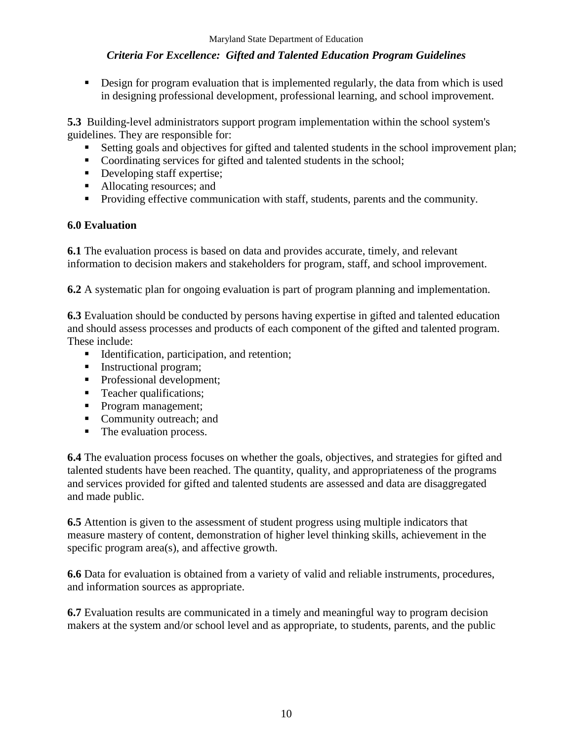- Design for program evaluation that is implemented regularly, the data from which is used in designing professional development, professional learning, and school improvement.

**5.3** Building-level administrators support program implementation within the school system's guidelines. They are responsible for:

- Setting goals and objectives for gifted and talented students in the school improvement plan;
- Coordinating services for gifted and talented students in the school;
- Developing staff expertise;
- Allocating resources; and
- Providing effective communication with staff, students, parents and the community.

### 6.0 Evaluation

**6.1** The evaluation process is based on data and provides accurate, timely, and relevant information to decision makers and stakeholders for program, staff, and school improvement.

**6.2** A systematic plan for ongoing evaluation is part of program planning and implementation.

**6.3** Evaluation should be conducted by persons having expertise in gifted and talented education and should assess processes and products of each component of the gifted and talented program. These include:

- Identification, participation, and retention;
- Instructional program;
- Professional development;
- Teacher qualifications;
- Program management;
- Community outreach; and
- The evaluation process.

**6.4** The evaluation process focuses on whether the goals, objectives, and strategies for gifted and talented students have been reached. The quantity, quality, and appropriateness of the programs and services provided for gifted and talented students are assessed and data are disaggregated and made public.

**6.5** Attention is given to the assessment of student progress using multiple indicators that measure mastery of content, demonstration of higher level thinking skills, achievement in the specific program area(s), and affective growth.

**6.6** Data for evaluation is obtained from a variety of valid and reliable instruments, procedures, and information sources as appropriate.

**6.7** Evaluation results are communicated in a timely and meaningful way to program decision makers at the system and/or school level and as appropriate, to students, parents, and the public